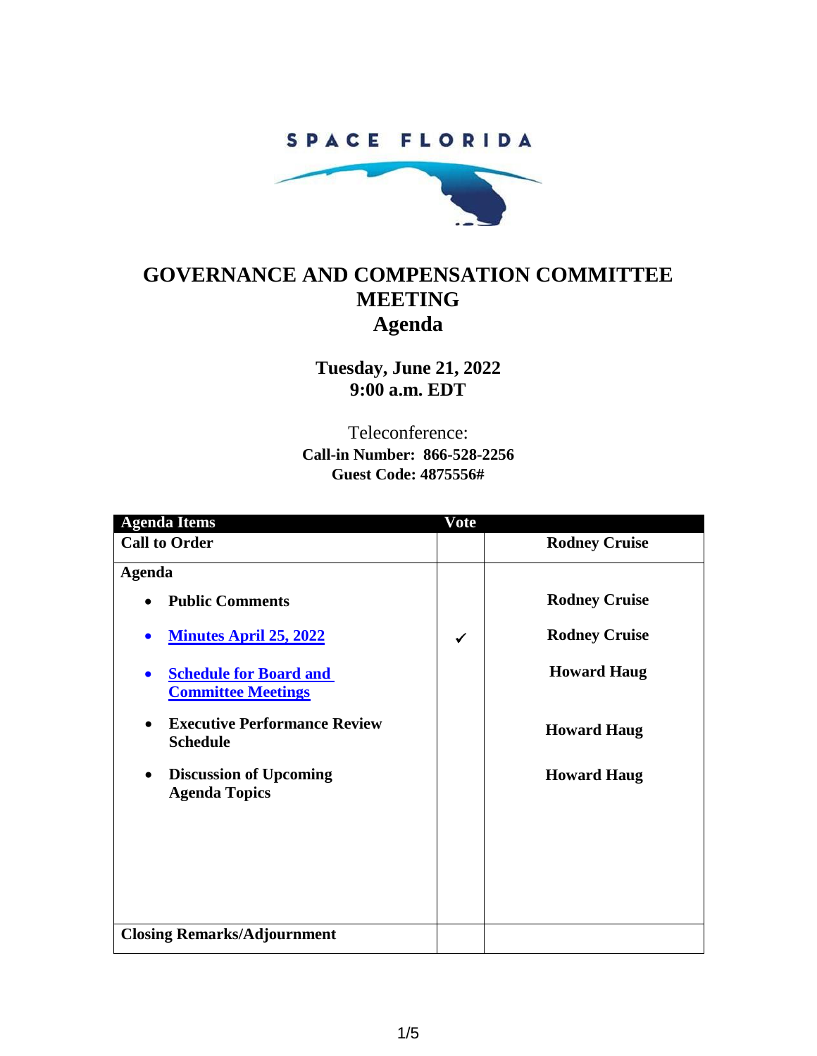SPACE FLORIDA

# GOVERNANCE AND COMPENSATION COMMITTEE MEETING
# Agenda

**Tuesday, June 21, 2022**
**9:00 a.m. EDT**

Teleconference:
**Call-in Number: 866-528-2256**
**Guest Code: 4875556#**

| Agenda Items | Vote | |
|---|---|---|
| **Call to Order** | | **Rodney Cruise** |
| **Agenda** | | |
| • **Public Comments** | | **Rodney Cruise** |
| • **Minutes April 25, 2022** | ✓ | **Rodney Cruise** |
| • **Schedule for Board and Committee Meetings** | | **Howard Haug** |
| • **Executive Performance Review Schedule** | | **Howard Haug** |
| • **Discussion of Upcoming Agenda Topics** | | **Howard Haug** |
| **Closing Remarks/Adjournment** | | |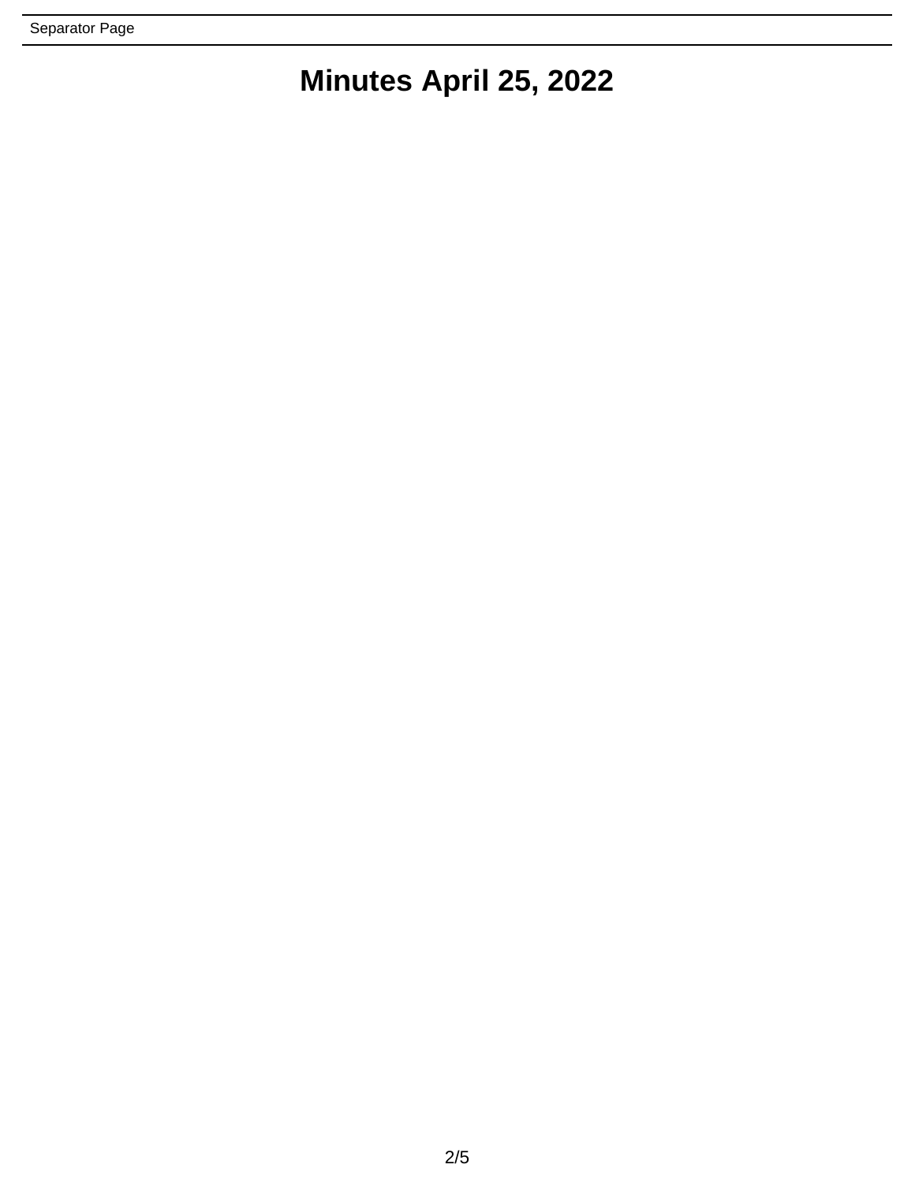Separator Page

# Minutes April 25, 2022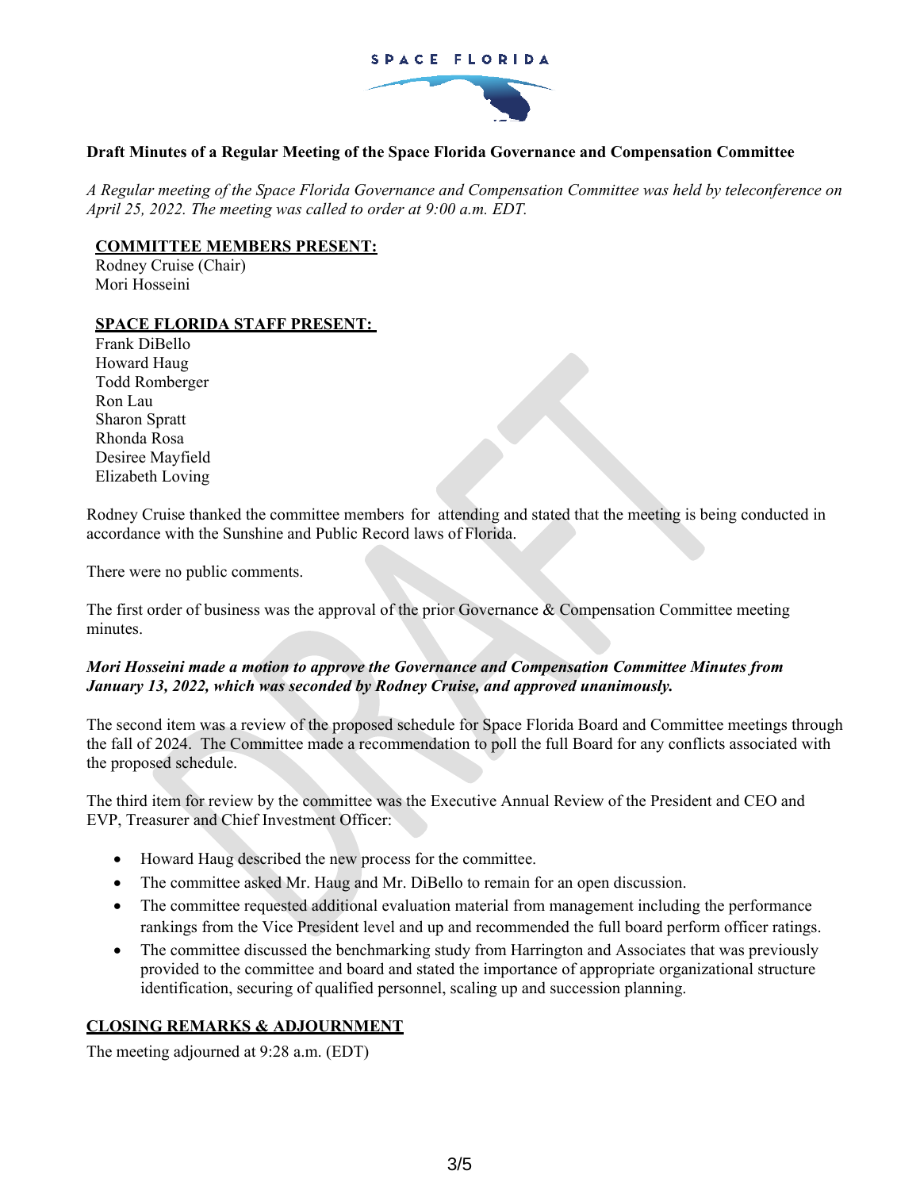**Draft Minutes of a Regular Meeting of the Space Florida Governance and Compensation Committee**

*A Regular meeting of the Space Florida Governance and Compensation Committee was held by teleconference on April 25, 2022. The meeting was called to order at 9:00 a.m. EDT.*

**COMMITTEE MEMBERS PRESENT:**

Rodney Cruise (Chair)
Mori Hosseini

**SPACE FLORIDA STAFF PRESENT:**

Frank DiBello
Howard Haug
Todd Romberger
Ron Lau
Sharon Spratt
Rhonda Rosa
Desiree Mayfield
Elizabeth Loving

Rodney Cruise thanked the committee members for attending and stated that the meeting is being conducted in accordance with the Sunshine and Public Record laws of Florida.

There were no public comments.

The first order of business was the approval of the prior Governance & Compensation Committee meeting minutes.

***Mori Hosseini made a motion to approve the Governance and Compensation Committee Minutes from January 13, 2022, which was seconded by Rodney Cruise, and approved unanimously.***

The second item was a review of the proposed schedule for Space Florida Board and Committee meetings through the fall of 2024. The Committee made a recommendation to poll the full Board for any conflicts associated with the proposed schedule.

The third item for review by the committee was the Executive Annual Review of the President and CEO and EVP, Treasurer and Chief Investment Officer:

- Howard Haug described the new process for the committee.
- The committee asked Mr. Haug and Mr. DiBello to remain for an open discussion.
- The committee requested additional evaluation material from management including the performance rankings from the Vice President level and up and recommended the full board perform officer ratings.
- The committee discussed the benchmarking study from Harrington and Associates that was previously provided to the committee and board and stated the importance of appropriate organizational structure identification, securing of qualified personnel, scaling up and succession planning.

**CLOSING REMARKS & ADJOURNMENT**

The meeting adjourned at 9:28 a.m. (EDT)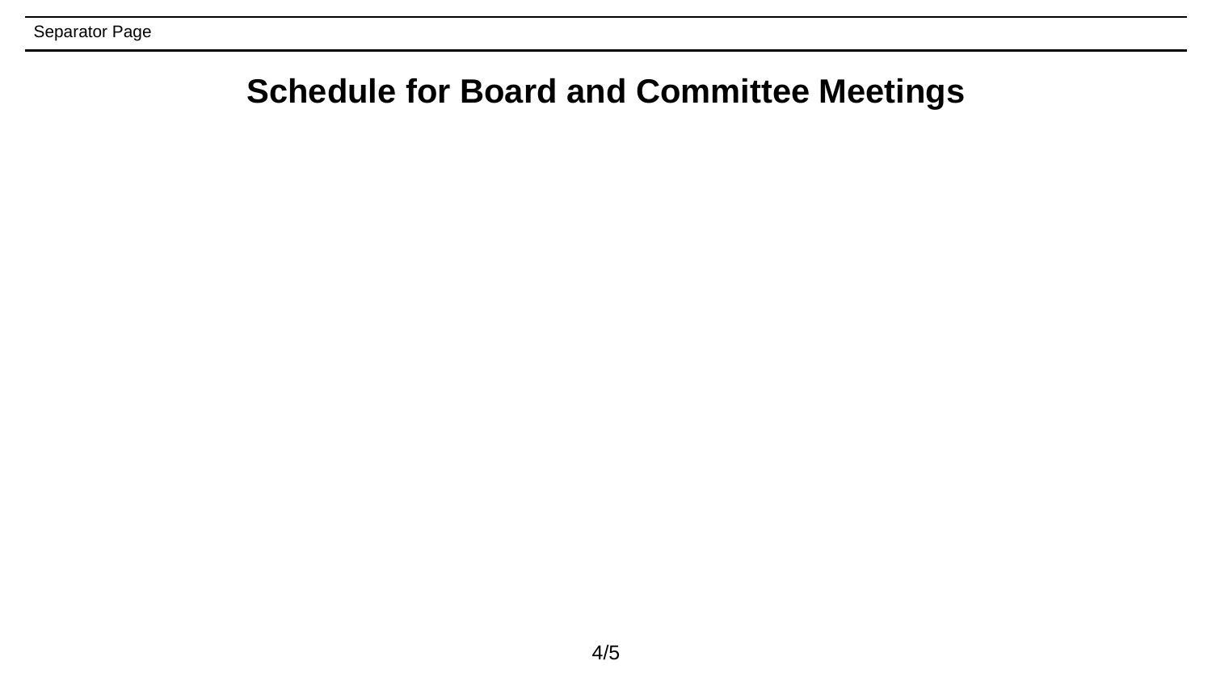# Schedule for Board and Committee Meetings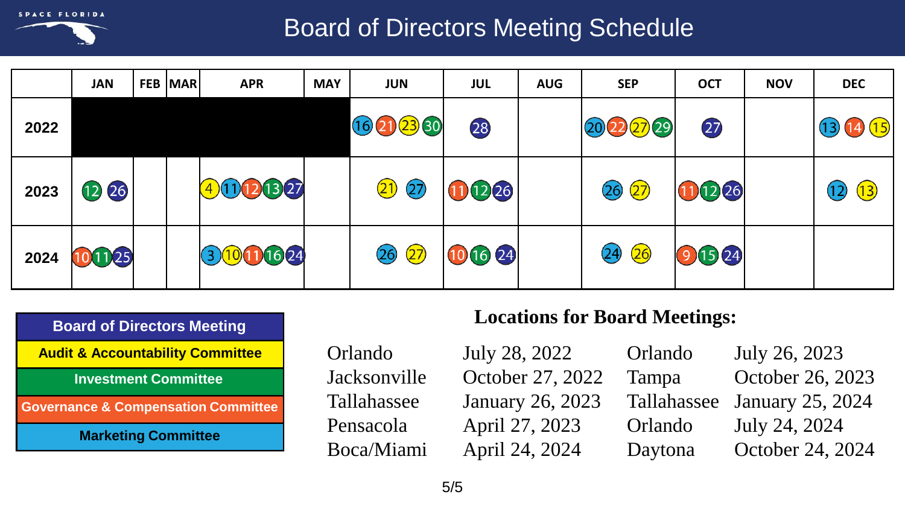# Board of Directors Meeting Schedule

| | JAN | FEB | MAR | APR | MAY | JUN | JUL | AUG | SEP | OCT | NOV | DEC |
|---|---|---|---|---|---|---|---|---|---|---|---|---|
| 2022 | | | | | | 16 21 23 30 | 28 | | 20 22 27 29 | 27 | | 13 14 15 |
| 2023 | 12 26 | | | 4 11 12 13 27 | | 21 27 | 11 12 26 | | 26 27 | 11 12 26 | | 12 13 |
| 2024 | 10 11 25 | | | 3 10 11 16 24 | | 26 27 | 10 16 24 | | 24 26 | 9 15 24 | | |

- Board of Directors Meeting
- Audit & Accountability Committee
- Investment Committee
- Governance & Compensation Committee
- Marketing Committee

## Locations for Board Meetings:

| | | | |
|---|---|---|---|
| Orlando | July 28, 2022 | Orlando | July 26, 2023 |
| Jacksonville | October 27, 2022 | Tampa | October 26, 2023 |
| Tallahassee | January 26, 2023 | Tallahassee | January 25, 2024 |
| Pensacola | April 27, 2023 | Orlando | July 24, 2024 |
| Boca/Miami | April 24, 2024 | Daytona | October 24, 2024 |